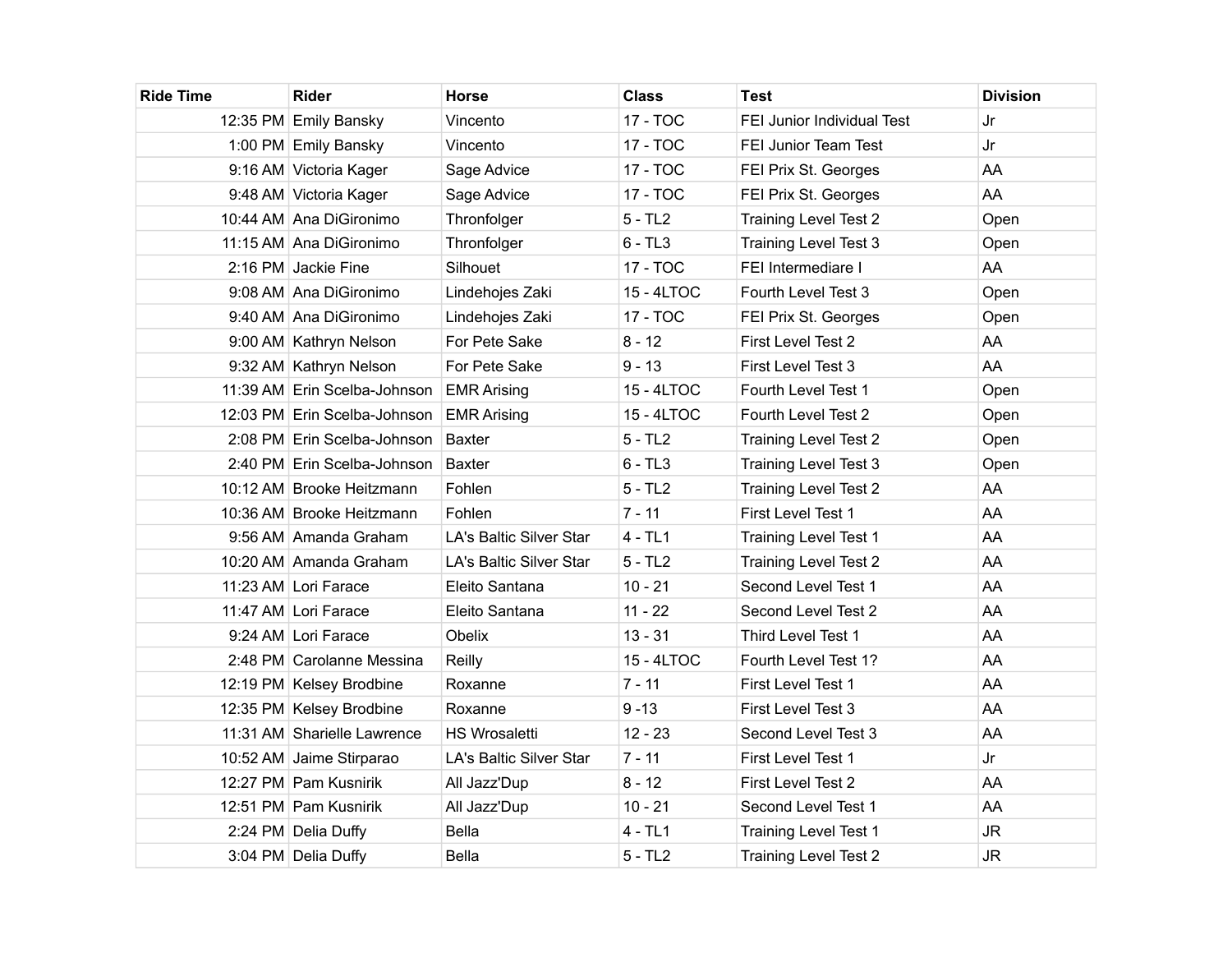| Ride Time | Rider | Horse | Class | Test | Division |
|---|---|---|---|---|---|
| 12:35 PM | Emily Bansky | Vincento | 17 - TOC | FEI Junior Individual Test | Jr |
| 1:00 PM | Emily Bansky | Vincento | 17 - TOC | FEI Junior Team Test | Jr |
| 9:16 AM | Victoria Kager | Sage Advice | 17 - TOC | FEI Prix St. Georges | AA |
| 9:48 AM | Victoria Kager | Sage Advice | 17 - TOC | FEI Prix St. Georges | AA |
| 10:44 AM | Ana DiGironimo | Thronfolger | 5 - TL2 | Training Level Test 2 | Open |
| 11:15 AM | Ana DiGironimo | Thronfolger | 6 - TL3 | Training Level Test 3 | Open |
| 2:16 PM | Jackie Fine | Silhouet | 17 - TOC | FEI Intermediare I | AA |
| 9:08 AM | Ana DiGironimo | Lindehojes Zaki | 15 - 4LTOC | Fourth Level Test 3 | Open |
| 9:40 AM | Ana DiGironimo | Lindehojes Zaki | 17 - TOC | FEI Prix St. Georges | Open |
| 9:00 AM | Kathryn Nelson | For Pete Sake | 8 - 12 | First Level Test 2 | AA |
| 9:32 AM | Kathryn Nelson | For Pete Sake | 9 - 13 | First Level Test 3 | AA |
| 11:39 AM | Erin Scelba-Johnson | EMR Arising | 15 - 4LTOC | Fourth Level Test 1 | Open |
| 12:03 PM | Erin Scelba-Johnson | EMR Arising | 15 - 4LTOC | Fourth Level Test 2 | Open |
| 2:08 PM | Erin Scelba-Johnson | Baxter | 5 - TL2 | Training Level Test 2 | Open |
| 2:40 PM | Erin Scelba-Johnson | Baxter | 6 - TL3 | Training Level Test 3 | Open |
| 10:12 AM | Brooke Heitzmann | Fohlen | 5 - TL2 | Training Level Test 2 | AA |
| 10:36 AM | Brooke Heitzmann | Fohlen | 7 - 11 | First Level Test 1 | AA |
| 9:56 AM | Amanda Graham | LA's Baltic Silver Star | 4 - TL1 | Training Level Test 1 | AA |
| 10:20 AM | Amanda Graham | LA's Baltic Silver Star | 5 - TL2 | Training Level Test 2 | AA |
| 11:23 AM | Lori Farace | Eleito Santana | 10 - 21 | Second Level Test 1 | AA |
| 11:47 AM | Lori Farace | Eleito Santana | 11 - 22 | Second Level Test 2 | AA |
| 9:24 AM | Lori Farace | Obelix | 13 - 31 | Third Level Test 1 | AA |
| 2:48 PM | Carolanne Messina | Reilly | 15 - 4LTOC | Fourth Level Test 1? | AA |
| 12:19 PM | Kelsey Brodbine | Roxanne | 7 - 11 | First Level Test 1 | AA |
| 12:35 PM | Kelsey Brodbine | Roxanne | 9 -13 | First Level Test 3 | AA |
| 11:31 AM | Sharielle Lawrence | HS Wrosaletti | 12 - 23 | Second Level Test 3 | AA |
| 10:52 AM | Jaime Stirparao | LA's Baltic Silver Star | 7 - 11 | First Level Test 1 | Jr |
| 12:27 PM | Pam Kusnirik | All Jazz'Dup | 8 - 12 | First Level Test 2 | AA |
| 12:51 PM | Pam Kusnirik | All Jazz'Dup | 10 - 21 | Second Level Test 1 | AA |
| 2:24 PM | Delia Duffy | Bella | 4 - TL1 | Training Level Test 1 | JR |
| 3:04 PM | Delia Duffy | Bella | 5 - TL2 | Training Level Test 2 | JR |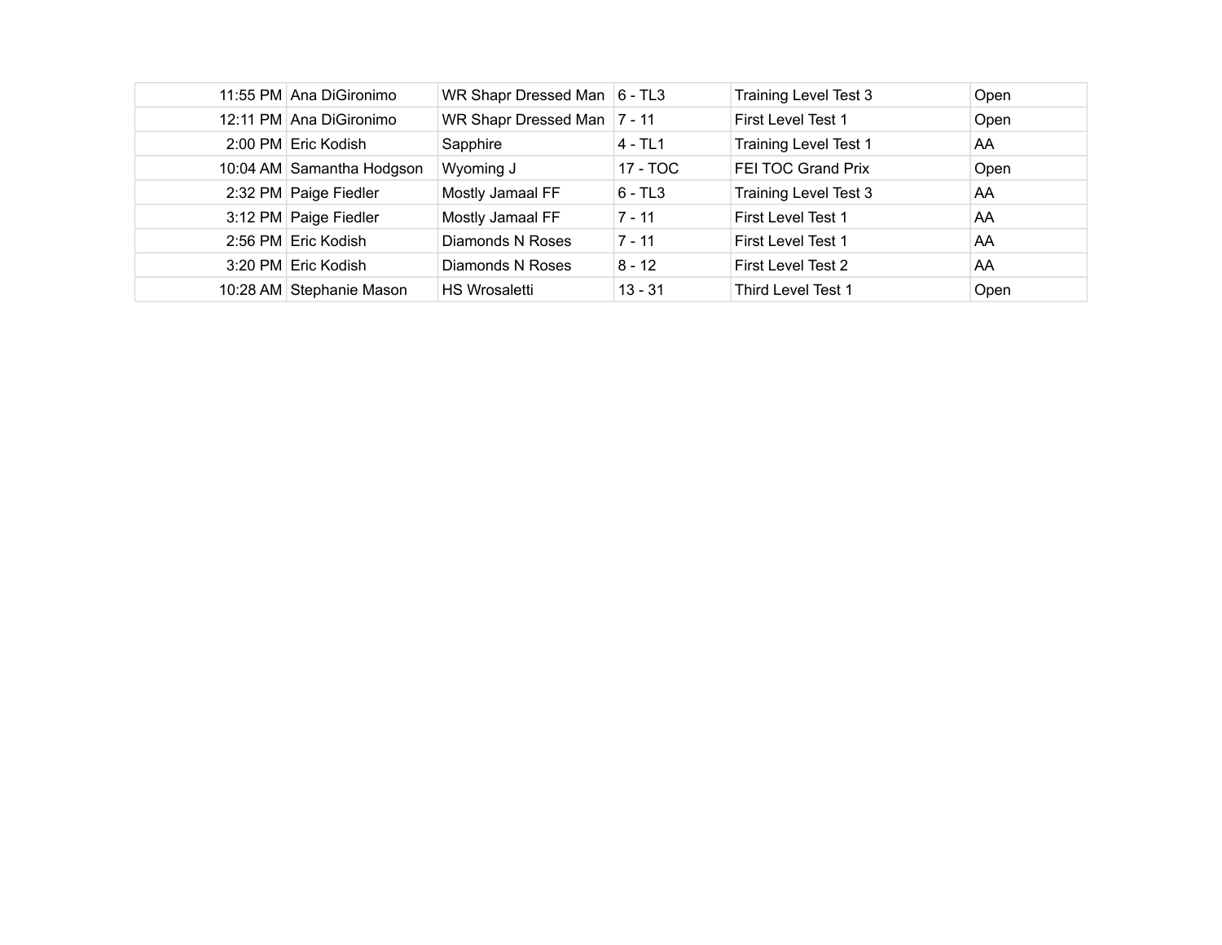| | | | | | |
|---|---|---|---|---|---|
| 11:55 PM | Ana DiGironimo | WR Shapr Dressed Man | 6 - TL3 | Training Level Test 3 | Open |
| 12:11 PM | Ana DiGironimo | WR Shapr Dressed Man | 7 - 11 | First Level Test 1 | Open |
| 2:00 PM | Eric Kodish | Sapphire | 4 - TL1 | Training Level Test 1 | AA |
| 10:04 AM | Samantha Hodgson | Wyoming J | 17 - TOC | FEI TOC Grand Prix | Open |
| 2:32 PM | Paige Fiedler | Mostly Jamaal FF | 6 - TL3 | Training Level Test 3 | AA |
| 3:12 PM | Paige Fiedler | Mostly Jamaal FF | 7 - 11 | First Level Test 1 | AA |
| 2:56 PM | Eric Kodish | Diamonds N Roses | 7 - 11 | First Level Test 1 | AA |
| 3:20 PM | Eric Kodish | Diamonds N Roses | 8 - 12 | First Level Test 2 | AA |
| 10:28 AM | Stephanie Mason | HS Wrosaletti | 13 - 31 | Third Level Test 1 | Open |